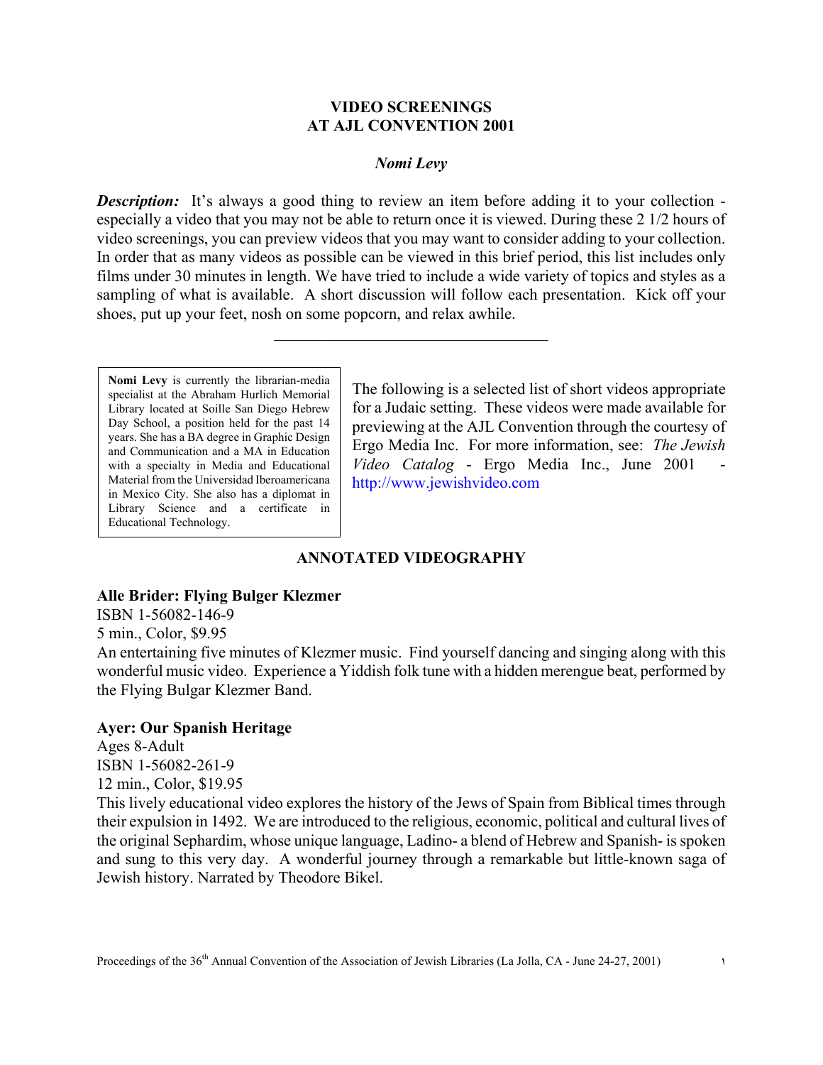# VIDEO SCREENINGS AT AJL CONVENTION 2001

***Nomi Levy***

***Description:*** It's always a good thing to review an item before adding it to your collection - especially a video that you may not be able to return once it is viewed. During these 2 1/2 hours of video screenings, you can preview videos that you may want to consider adding to your collection. In order that as many videos as possible can be viewed in this brief period, this list includes only films under 30 minutes in length. We have tried to include a wide variety of topics and styles as a sampling of what is available. A short discussion will follow each presentation. Kick off your shoes, put up your feet, nosh on some popcorn, and relax awhile.

---

**Nomi Levy** is currently the librarian-media specialist at the Abraham Hurlich Memorial Library located at Soille San Diego Hebrew Day School, a position held for the past 14 years. She has a BA degree in Graphic Design and Communication and a MA in Education with a specialty in Media and Educational Material from the Universidad Iberoamericana in Mexico City. She also has a diplomat in Library Science and a certificate in Educational Technology.

The following is a selected list of short videos appropriate for a Judaic setting. These videos were made available for previewing at the AJL Convention through the courtesy of Ergo Media Inc. For more information, see: *The Jewish Video Catalog* - Ergo Media Inc., June 2001 - http://www.jewishvideo.com

## ANNOTATED VIDEOGRAPHY

**Alle Brider: Flying Bulger Klezmer**
ISBN 1-56082-146-9
5 min., Color, $9.95
An entertaining five minutes of Klezmer music. Find yourself dancing and singing along with this wonderful music video. Experience a Yiddish folk tune with a hidden merengue beat, performed by the Flying Bulgar Klezmer Band.

**Ayer: Our Spanish Heritage**
Ages 8-Adult
ISBN 1-56082-261-9
12 min., Color, $19.95
This lively educational video explores the history of the Jews of Spain from Biblical times through their expulsion in 1492. We are introduced to the religious, economic, political and cultural lives of the original Sephardim, whose unique language, Ladino- a blend of Hebrew and Spanish- is spoken and sung to this very day. A wonderful journey through a remarkable but little-known saga of Jewish history. Narrated by Theodore Bikel.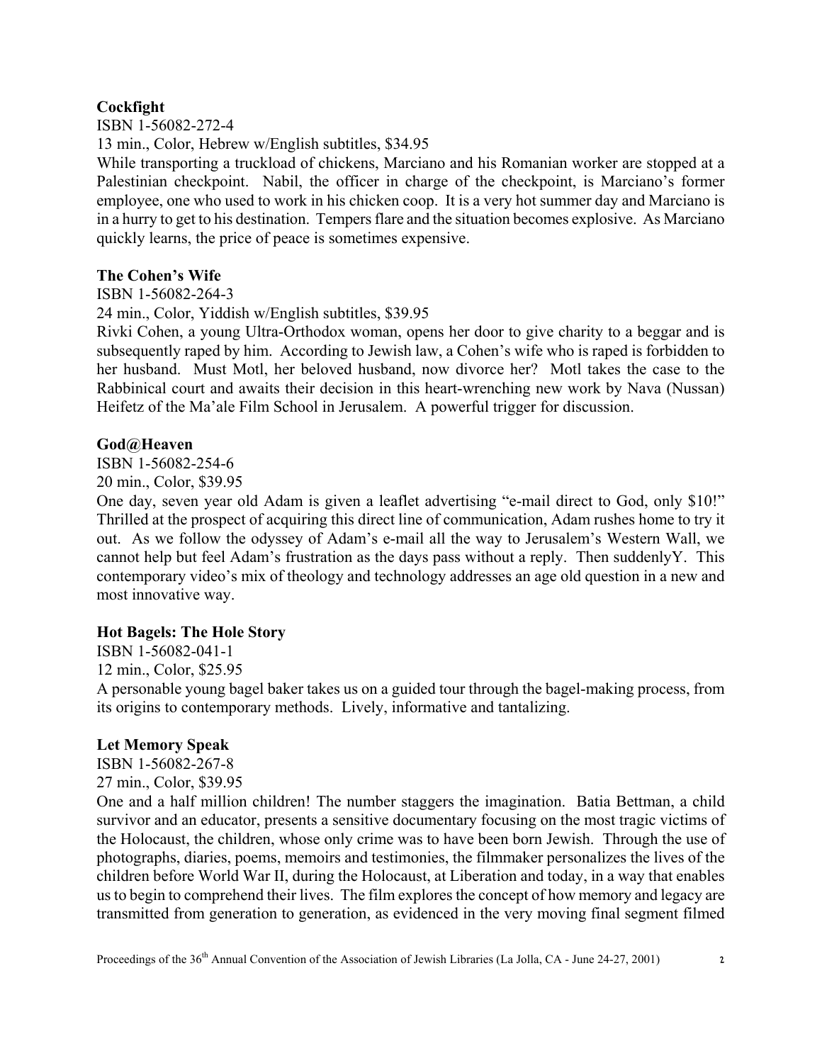**Cockfight**

ISBN 1-56082-272-4

13 min., Color, Hebrew w/English subtitles, $34.95

While transporting a truckload of chickens, Marciano and his Romanian worker are stopped at a Palestinian checkpoint. Nabil, the officer in charge of the checkpoint, is Marciano's former employee, one who used to work in his chicken coop. It is a very hot summer day and Marciano is in a hurry to get to his destination. Tempers flare and the situation becomes explosive. As Marciano quickly learns, the price of peace is sometimes expensive.

**The Cohen's Wife**

ISBN 1-56082-264-3

24 min., Color, Yiddish w/English subtitles, $39.95

Rivki Cohen, a young Ultra-Orthodox woman, opens her door to give charity to a beggar and is subsequently raped by him. According to Jewish law, a Cohen's wife who is raped is forbidden to her husband. Must Motl, her beloved husband, now divorce her? Motl takes the case to the Rabbinical court and awaits their decision in this heart-wrenching new work by Nava (Nussan) Heifetz of the Ma'ale Film School in Jerusalem. A powerful trigger for discussion.

**God@Heaven**

ISBN 1-56082-254-6

20 min., Color, $39.95

One day, seven year old Adam is given a leaflet advertising "e-mail direct to God, only $10!" Thrilled at the prospect of acquiring this direct line of communication, Adam rushes home to try it out. As we follow the odyssey of Adam's e-mail all the way to Jerusalem's Western Wall, we cannot help but feel Adam's frustration as the days pass without a reply. Then suddenlyY. This contemporary video's mix of theology and technology addresses an age old question in a new and most innovative way.

**Hot Bagels: The Hole Story**

ISBN 1-56082-041-1

12 min., Color, $25.95

A personable young bagel baker takes us on a guided tour through the bagel-making process, from its origins to contemporary methods. Lively, informative and tantalizing.

**Let Memory Speak**

ISBN 1-56082-267-8

27 min., Color, $39.95

One and a half million children! The number staggers the imagination. Batia Bettman, a child survivor and an educator, presents a sensitive documentary focusing on the most tragic victims of the Holocaust, the children, whose only crime was to have been born Jewish. Through the use of photographs, diaries, poems, memoirs and testimonies, the filmmaker personalizes the lives of the children before World War II, during the Holocaust, at Liberation and today, in a way that enables us to begin to comprehend their lives. The film explores the concept of how memory and legacy are transmitted from generation to generation, as evidenced in the very moving final segment filmed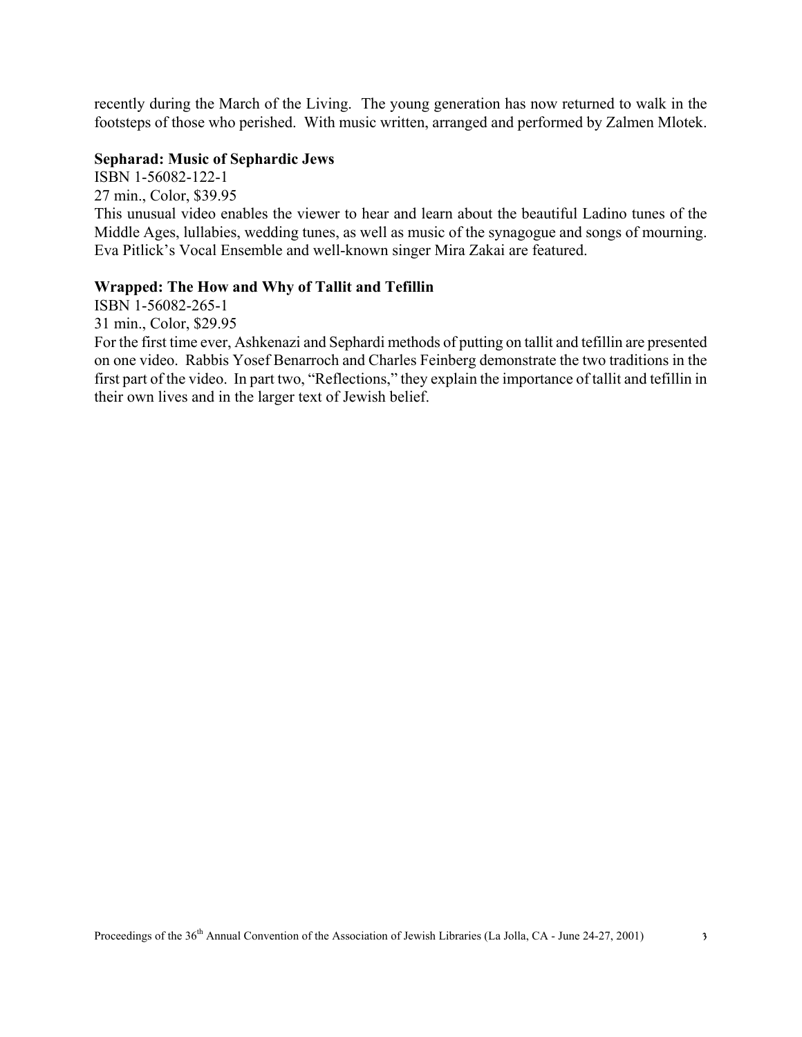recently during the March of the Living. The young generation has now returned to walk in the footsteps of those who perished. With music written, arranged and performed by Zalmen Mlotek.

**Sepharad: Music of Sephardic Jews**
ISBN 1-56082-122-1
27 min., Color, $39.95
This unusual video enables the viewer to hear and learn about the beautiful Ladino tunes of the Middle Ages, lullabies, wedding tunes, as well as music of the synagogue and songs of mourning. Eva Pitlick's Vocal Ensemble and well-known singer Mira Zakai are featured.

**Wrapped: The How and Why of Tallit and Tefillin**
ISBN 1-56082-265-1
31 min., Color, $29.95
For the first time ever, Ashkenazi and Sephardi methods of putting on tallit and tefillin are presented on one video. Rabbis Yosef Benarroch and Charles Feinberg demonstrate the two traditions in the first part of the video. In part two, "Reflections," they explain the importance of tallit and tefillin in their own lives and in the larger text of Jewish belief.